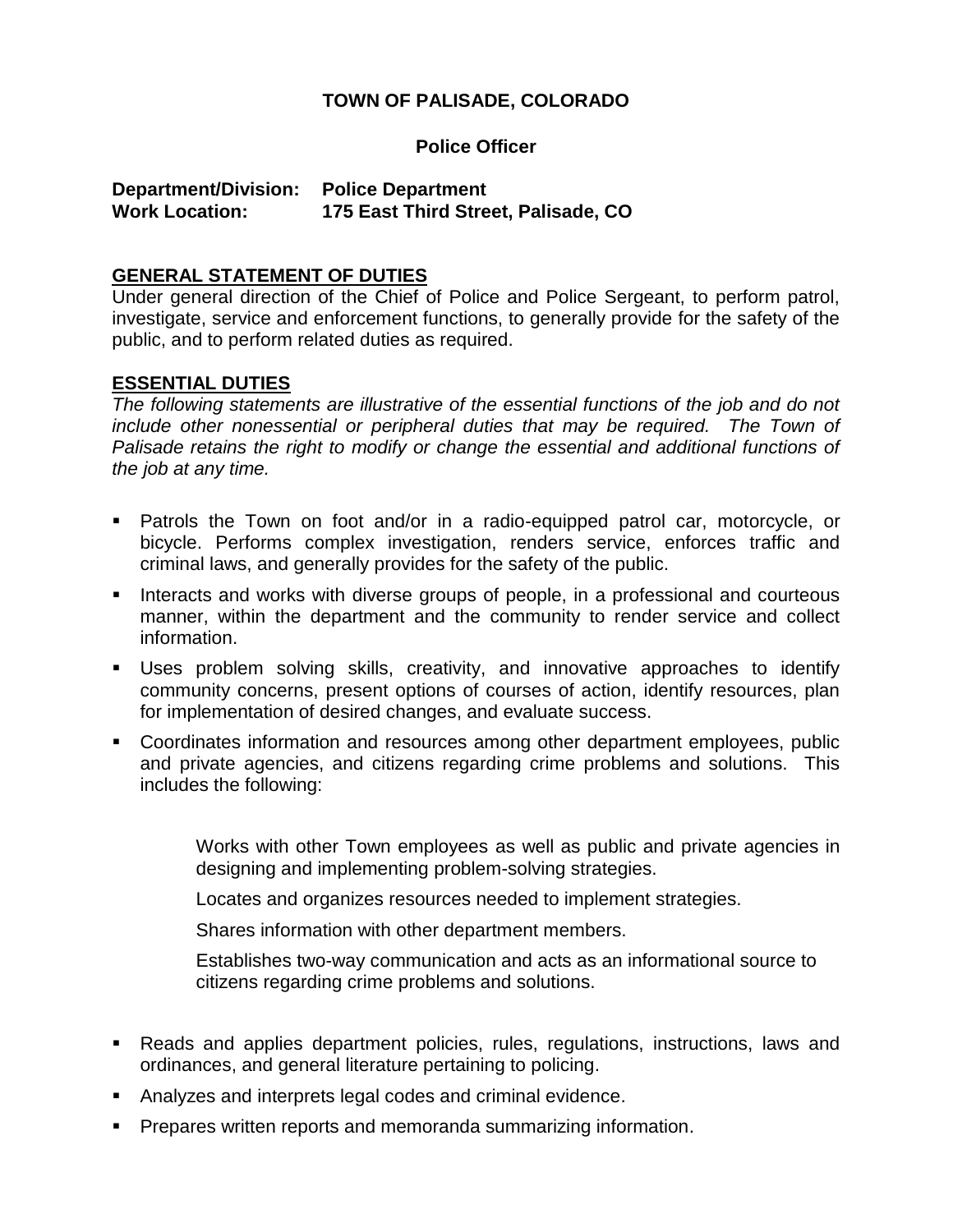# TOWN OF PALISADE, COLORADO

## Police Officer

**Department/Division:** **Police Department**
**Work Location:** **175 East Third Street, Palisade, CO**

## GENERAL STATEMENT OF DUTIES

Under general direction of the Chief of Police and Police Sergeant, to perform patrol, investigate, service and enforcement functions, to generally provide for the safety of the public, and to perform related duties as required.

## ESSENTIAL DUTIES

*The following statements are illustrative of the essential functions of the job and do not include other nonessential or peripheral duties that may be required. The Town of Palisade retains the right to modify or change the essential and additional functions of the job at any time.*

- Patrols the Town on foot and/or in a radio-equipped patrol car, motorcycle, or bicycle. Performs complex investigation, renders service, enforces traffic and criminal laws, and generally provides for the safety of the public.
- Interacts and works with diverse groups of people, in a professional and courteous manner, within the department and the community to render service and collect information.
- Uses problem solving skills, creativity, and innovative approaches to identify community concerns, present options of courses of action, identify resources, plan for implementation of desired changes, and evaluate success.
- Coordinates information and resources among other department employees, public and private agencies, and citizens regarding crime problems and solutions. This includes the following:

  Works with other Town employees as well as public and private agencies in designing and implementing problem-solving strategies.

  Locates and organizes resources needed to implement strategies.

  Shares information with other department members.

  Establishes two-way communication and acts as an informational source to citizens regarding crime problems and solutions.

- Reads and applies department policies, rules, regulations, instructions, laws and ordinances, and general literature pertaining to policing.
- Analyzes and interprets legal codes and criminal evidence.
- Prepares written reports and memoranda summarizing information.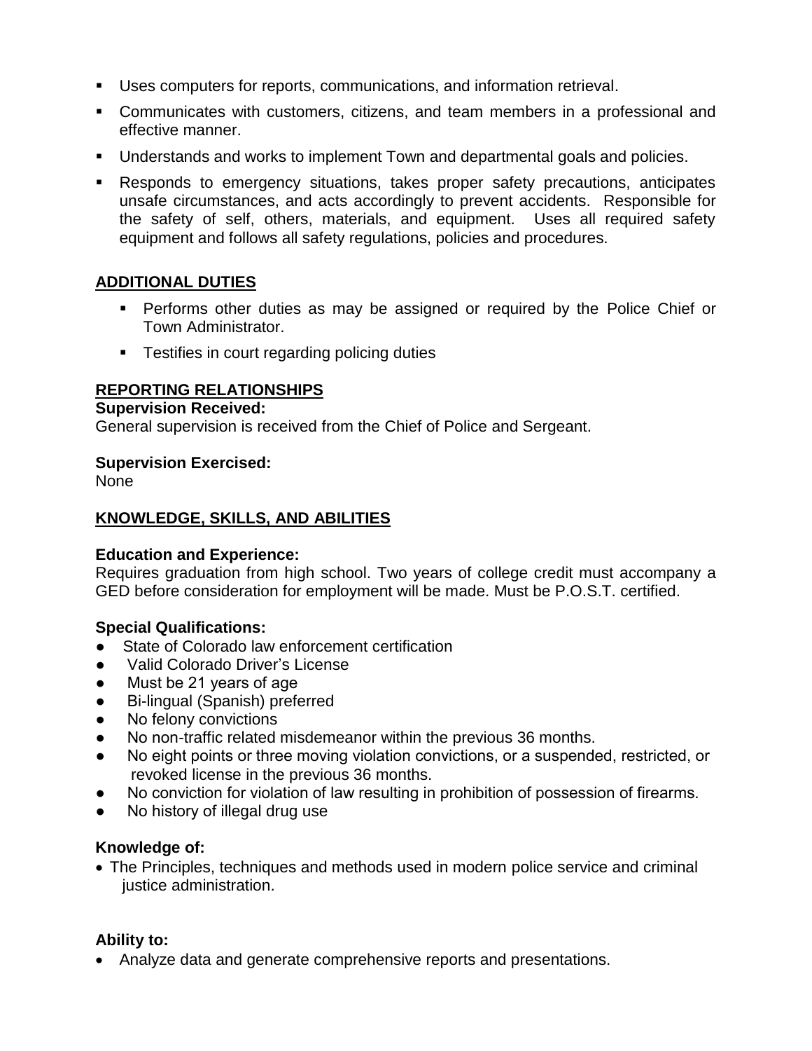- Uses computers for reports, communications, and information retrieval.
- Communicates with customers, citizens, and team members in a professional and effective manner.
- Understands and works to implement Town and departmental goals and policies.
- Responds to emergency situations, takes proper safety precautions, anticipates unsafe circumstances, and acts accordingly to prevent accidents. Responsible for the safety of self, others, materials, and equipment. Uses all required safety equipment and follows all safety regulations, policies and procedures.

## ADDITIONAL DUTIES

- Performs other duties as may be assigned or required by the Police Chief or Town Administrator.
- Testifies in court regarding policing duties

## REPORTING RELATIONSHIPS

**Supervision Received:**
General supervision is received from the Chief of Police and Sergeant.

**Supervision Exercised:**
None

## KNOWLEDGE, SKILLS, AND ABILITIES

**Education and Experience:**
Requires graduation from high school. Two years of college credit must accompany a GED before consideration for employment will be made. Must be P.O.S.T. certified.

**Special Qualifications:**

- State of Colorado law enforcement certification
- Valid Colorado Driver's License
- Must be 21 years of age
- Bi-lingual (Spanish) preferred
- No felony convictions
- No non-traffic related misdemeanor within the previous 36 months.
- No eight points or three moving violation convictions, or a suspended, restricted, or revoked license in the previous 36 months.
- No conviction for violation of law resulting in prohibition of possession of firearms.
- No history of illegal drug use

**Knowledge of:**

- The Principles, techniques and methods used in modern police service and criminal justice administration.

**Ability to:**

- Analyze data and generate comprehensive reports and presentations.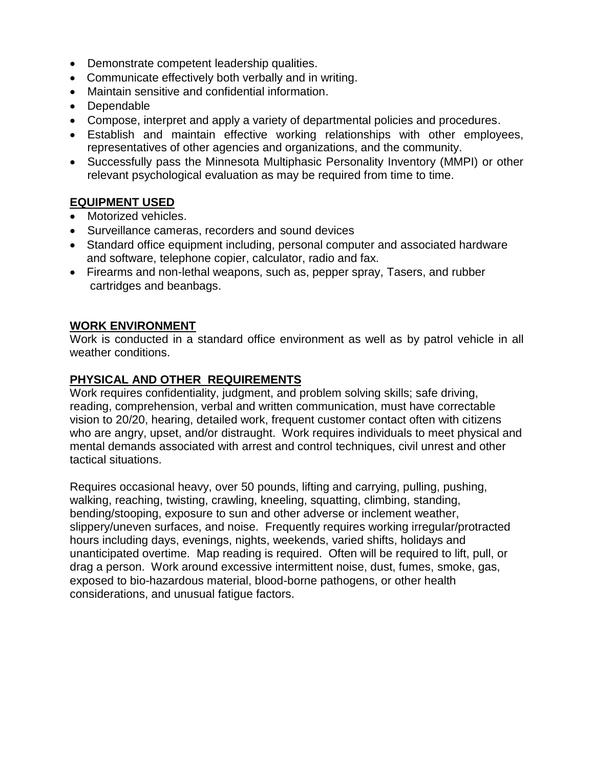- Demonstrate competent leadership qualities.
- Communicate effectively both verbally and in writing.
- Maintain sensitive and confidential information.
- Dependable
- Compose, interpret and apply a variety of departmental policies and procedures.
- Establish and maintain effective working relationships with other employees, representatives of other agencies and organizations, and the community.
- Successfully pass the Minnesota Multiphasic Personality Inventory (MMPI) or other relevant psychological evaluation as may be required from time to time.

## EQUIPMENT USED

- Motorized vehicles.
- Surveillance cameras, recorders and sound devices
- Standard office equipment including, personal computer and associated hardware and software, telephone copier, calculator, radio and fax.
- Firearms and non-lethal weapons, such as, pepper spray, Tasers, and rubber cartridges and beanbags.

## WORK ENVIRONMENT

Work is conducted in a standard office environment as well as by patrol vehicle in all weather conditions.

## PHYSICAL AND OTHER REQUIREMENTS

Work requires confidentiality, judgment, and problem solving skills; safe driving, reading, comprehension, verbal and written communication, must have correctable vision to 20/20, hearing, detailed work, frequent customer contact often with citizens who are angry, upset, and/or distraught. Work requires individuals to meet physical and mental demands associated with arrest and control techniques, civil unrest and other tactical situations.

Requires occasional heavy, over 50 pounds, lifting and carrying, pulling, pushing, walking, reaching, twisting, crawling, kneeling, squatting, climbing, standing, bending/stooping, exposure to sun and other adverse or inclement weather, slippery/uneven surfaces, and noise. Frequently requires working irregular/protracted hours including days, evenings, nights, weekends, varied shifts, holidays and unanticipated overtime. Map reading is required. Often will be required to lift, pull, or drag a person. Work around excessive intermittent noise, dust, fumes, smoke, gas, exposed to bio-hazardous material, blood-borne pathogens, or other health considerations, and unusual fatigue factors.